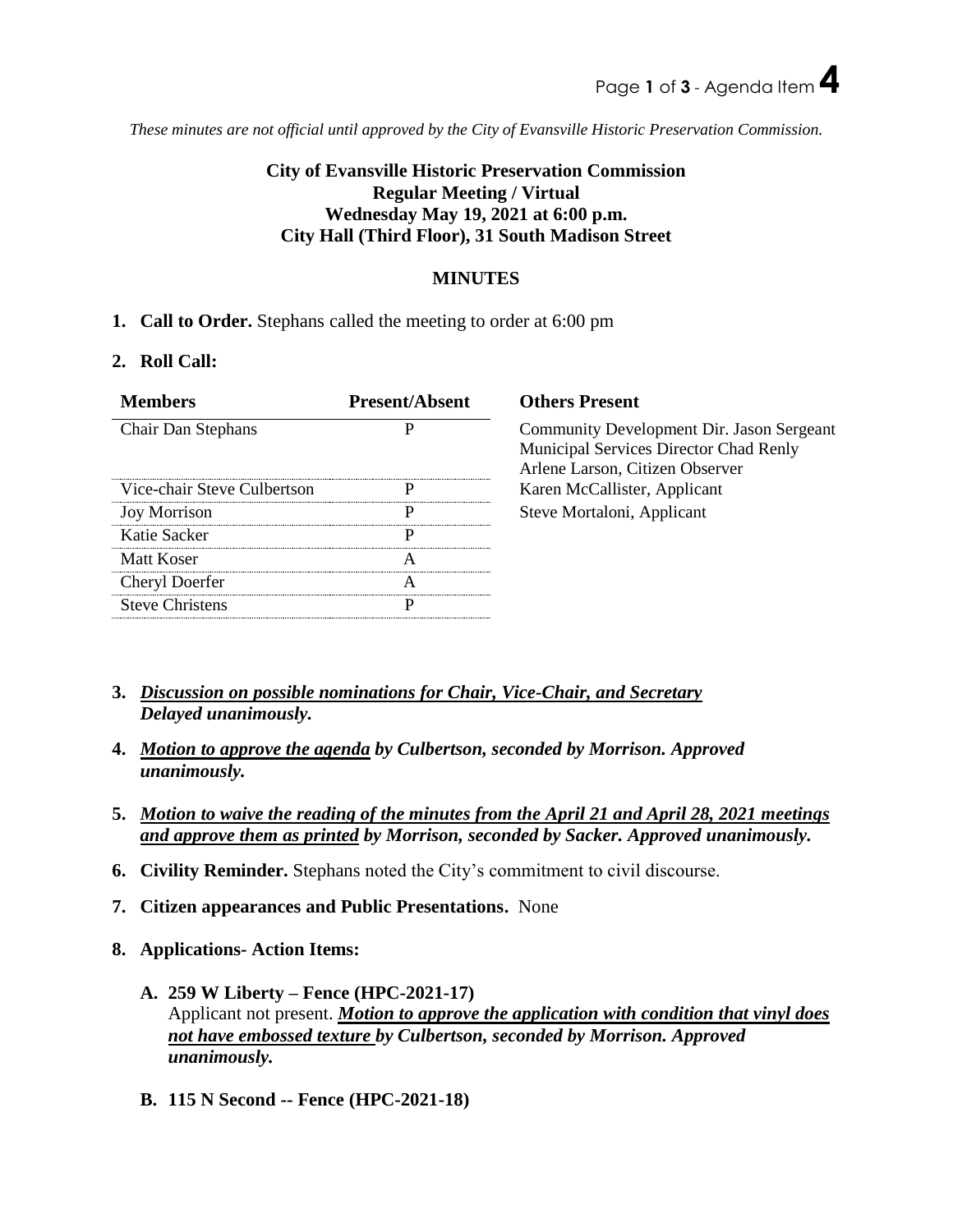*These minutes are not official until approved by the City of Evansville Historic Preservation Commission.*

**City of Evansville Historic Preservation Commission**
**Regular Meeting / Virtual**
**Wednesday May 19, 2021 at 6:00 p.m.**
**City Hall (Third Floor), 31 South Madison Street**

## MINUTES

1. **Call to Order.** Stephans called the meeting to order at 6:00 pm

2. **Roll Call:**

| Members | Present/Absent | Others Present |
|---|---|---|
| Chair Dan Stephans | P | Community Development Dir. Jason Sergeant<br>Municipal Services Director Chad Renly<br>Arlene Larson, Citizen Observer |
| Vice-chair Steve Culbertson | P | Karen McCallister, Applicant |
| Joy Morrison | P | Steve Mortaloni, Applicant |
| Katie Sacker | P | |
| Matt Koser | A | |
| Cheryl Doerfer | A | |
| Steve Christens | P | |

3. ***Discussion on possible nominations for Chair, Vice-Chair, and Secretary***
   ***Delayed unanimously.***

4. ***Motion to approve the agenda by Culbertson, seconded by Morrison. Approved unanimously.***

5. ***Motion to waive the reading of the minutes from the April 21 and April 28, 2021 meetings and approve them as printed by Morrison, seconded by Sacker. Approved unanimously.***

6. **Civility Reminder.** Stephans noted the City's commitment to civil discourse.

7. **Citizen appearances and Public Presentations.** None

8. **Applications- Action Items:**

   **A. 259 W Liberty – Fence (HPC-2021-17)**
   Applicant not present. ***Motion to approve the application with condition that vinyl does not have embossed texture by Culbertson, seconded by Morrison. Approved unanimously.***

   **B. 115 N Second -- Fence (HPC-2021-18)**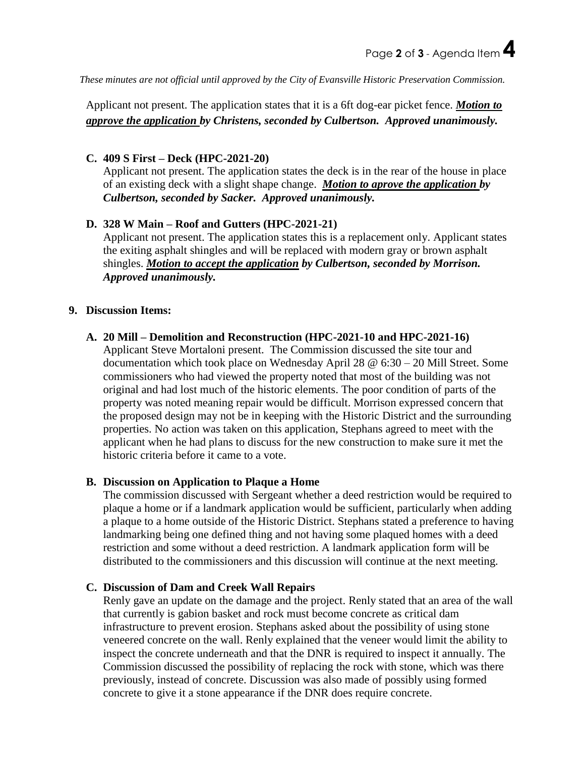*These minutes are not official until approved by the City of Evansville Historic Preservation Commission.*

Applicant not present. The application states that it is a 6ft dog-ear picket fence. ***Motion to approve the application** by Christens, seconded by Culbertson. Approved unanimously.*

**C. 409 S First – Deck (HPC-2021-20)**

Applicant not present. The application states the deck is in the rear of the house in place of an existing deck with a slight shape change. ***Motion to aprove the application** by Culbertson, seconded by Sacker. Approved unanimously.*

**D. 328 W Main – Roof and Gutters (HPC-2021-21)**

Applicant not present. The application states this is a replacement only. Applicant states the exiting asphalt shingles and will be replaced with modern gray or brown asphalt shingles. ***Motion to accept the application** by Culbertson, seconded by Morrison. Approved unanimously.*

**9. Discussion Items:**

**A. 20 Mill – Demolition and Reconstruction (HPC-2021-10 and HPC-2021-16)**

Applicant Steve Mortaloni present. The Commission discussed the site tour and documentation which took place on Wednesday April 28 @ 6:30 – 20 Mill Street. Some commissioners who had viewed the property noted that most of the building was not original and had lost much of the historic elements. The poor condition of parts of the property was noted meaning repair would be difficult. Morrison expressed concern that the proposed design may not be in keeping with the Historic District and the surrounding properties. No action was taken on this application, Stephans agreed to meet with the applicant when he had plans to discuss for the new construction to make sure it met the historic criteria before it came to a vote.

**B. Discussion on Application to Plaque a Home**

The commission discussed with Sergeant whether a deed restriction would be required to plaque a home or if a landmark application would be sufficient, particularly when adding a plaque to a home outside of the Historic District. Stephans stated a preference to having landmarking being one defined thing and not having some plaqued homes with a deed restriction and some without a deed restriction. A landmark application form will be distributed to the commissioners and this discussion will continue at the next meeting.

**C. Discussion of Dam and Creek Wall Repairs**

Renly gave an update on the damage and the project. Renly stated that an area of the wall that currently is gabion basket and rock must become concrete as critical dam infrastructure to prevent erosion. Stephans asked about the possibility of using stone veneered concrete on the wall. Renly explained that the veneer would limit the ability to inspect the concrete underneath and that the DNR is required to inspect it annually. The Commission discussed the possibility of replacing the rock with stone, which was there previously, instead of concrete. Discussion was also made of possibly using formed concrete to give it a stone appearance if the DNR does require concrete.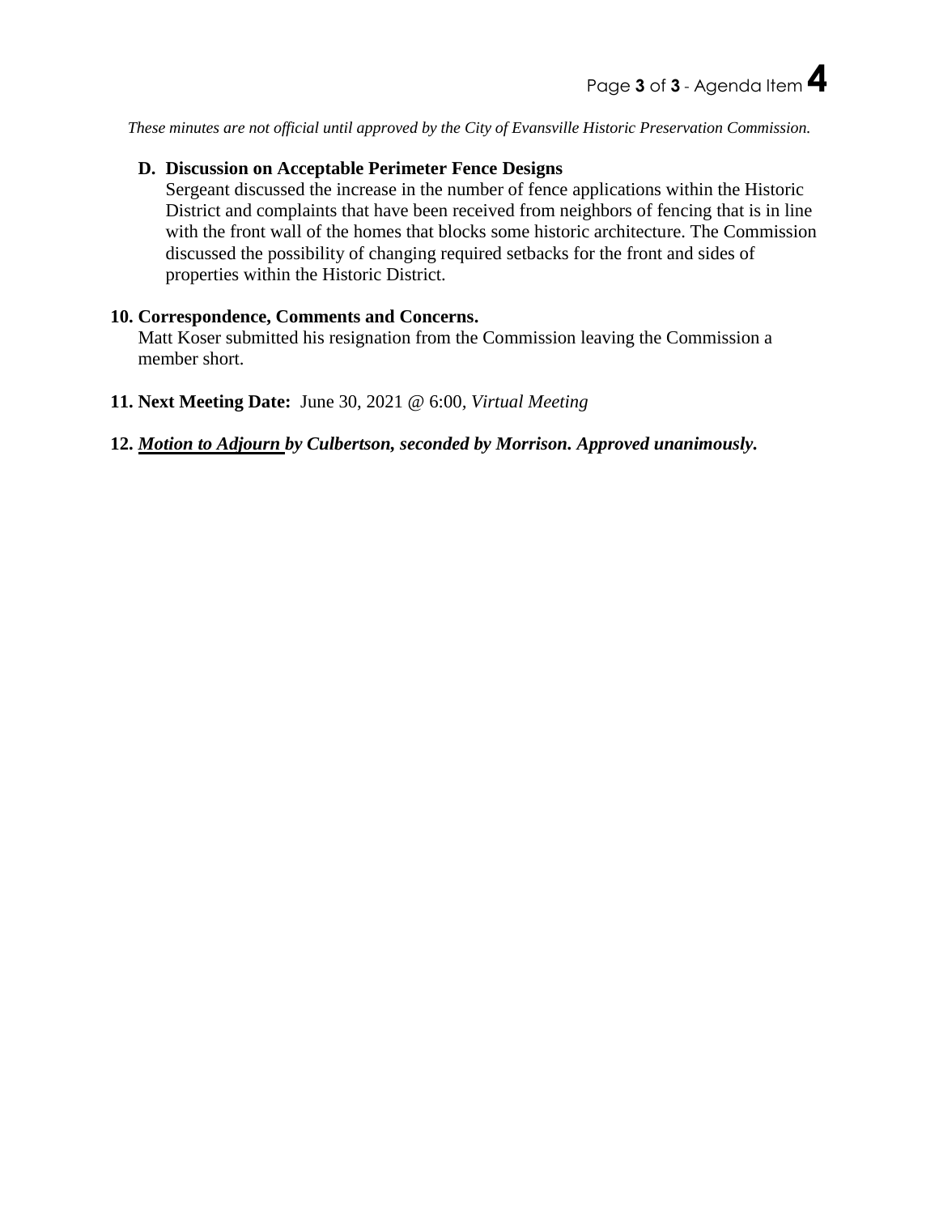*These minutes are not official until approved by the City of Evansville Historic Preservation Commission.*

**D. Discussion on Acceptable Perimeter Fence Designs**

Sergeant discussed the increase in the number of fence applications within the Historic District and complaints that have been received from neighbors of fencing that is in line with the front wall of the homes that blocks some historic architecture. The Commission discussed the possibility of changing required setbacks for the front and sides of properties within the Historic District.

**10. Correspondence, Comments and Concerns.**

Matt Koser submitted his resignation from the Commission leaving the Commission a member short.

**11. Next Meeting Date:** June 30, 2021 @ 6:00, *Virtual Meeting*

**12.** ***Motion to Adjourn by Culbertson, seconded by Morrison. Approved unanimously.***